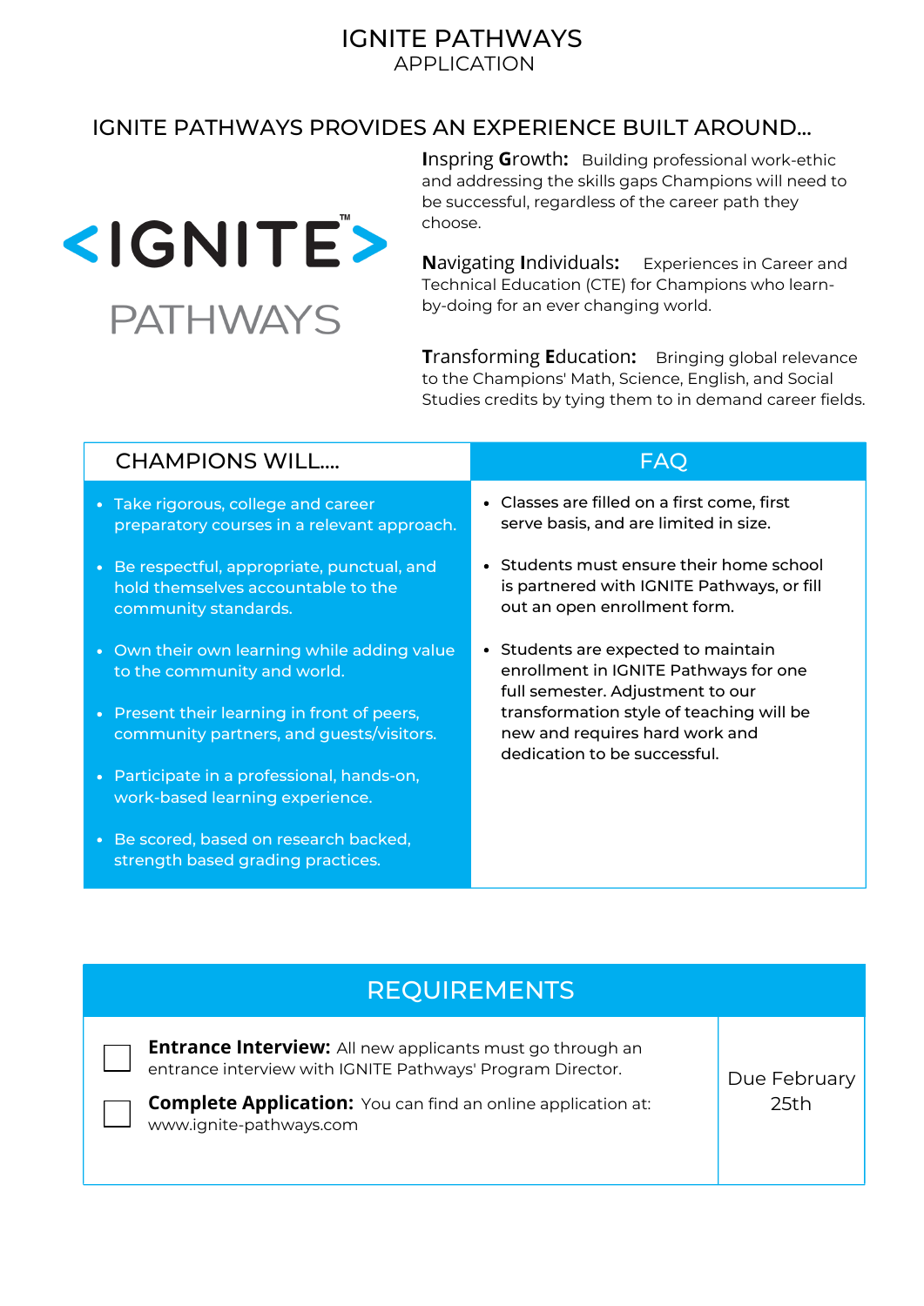# IGNITE PATHWAYS

## APPLICATION

## IGNITE PATHWAYS PROVIDES AN EXPERIENCE BUILT AROUND...

<IGNITE™>

PATHWAYS

**Inspring Growth:** Building professional work-ethic and addressing the skills gaps Champions will need to be successful, regardless of the career path they choose.

**Navigating Individuals:** Experiences in Career and Technical Education (CTE) for Champions who learn-by-doing for an ever changing world.

**Transforming Education:** Bringing global relevance to the Champions' Math, Science, English, and Social Studies credits by tying them to in demand career fields.

### CHAMPIONS WILL....

- Take rigorous, college and career preparatory courses in a relevant approach.
- Be respectful, appropriate, punctual, and hold themselves accountable to the community standards.
- Own their own learning while adding value to the community and world.
- Present their learning in front of peers, community partners, and guests/visitors.
- Participate in a professional, hands-on, work-based learning experience.
- Be scored, based on research backed, strength based grading practices.

### FAQ

- Classes are filled on a first come, first serve basis, and are limited in size.
- Students must ensure their home school is partnered with IGNITE Pathways, or fill out an open enrollment form.
- Students are expected to maintain enrollment in IGNITE Pathways for one full semester. Adjustment to our transformation style of teaching will be new and requires hard work and dedication to be successful.

## REQUIREMENTS

| Requirement | Due |
|---|---|
| ☐ **Entrance Interview:** All new applicants must go through an entrance interview with IGNITE Pathways' Program Director. | Due February 25th |
| ☐ **Complete Application:** You can find an online application at: www.ignite-pathways.com | |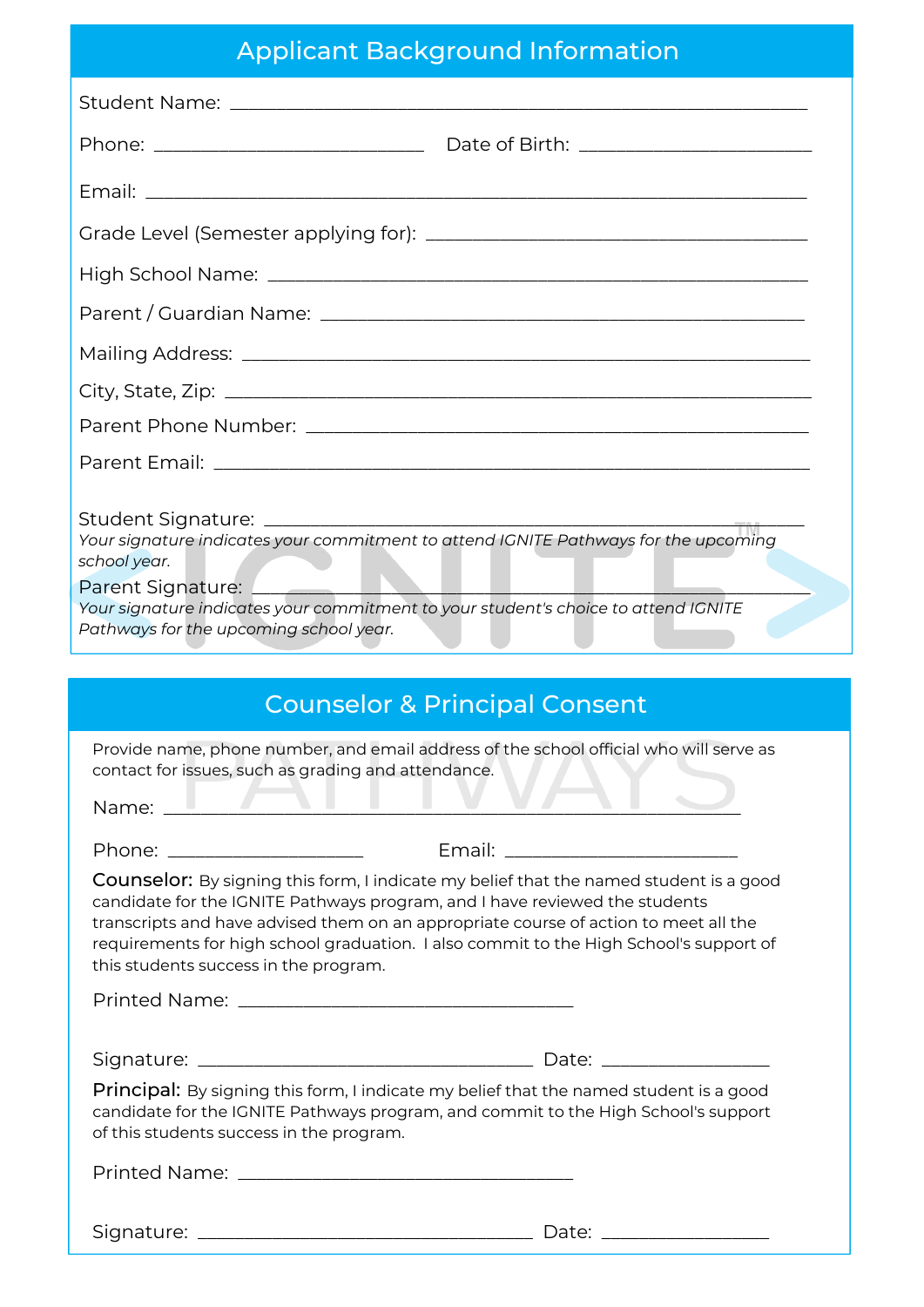## Applicant Background Information

Student Name: ______________________________________________

Phone: ______________________ Date of Birth: ____________________

Email: ______________________________________________

Grade Level (Semester applying for): ______________________________

High School Name: ______________________________________________

Parent / Guardian Name: ______________________________________

Mailing Address: ______________________________________________

City, State, Zip: ______________________________________________

Parent Phone Number: __________________________________________

Parent Email: ______________________________________________

Student Signature: ______________________________________________

*Your signature indicates your commitment to attend IGNITE Pathways for the upcoming school year.*

Parent Signature: ______________________________________________

*Your signature indicates your commitment to your student's choice to attend IGNITE Pathways for the upcoming school year.*

## Counselor & Principal Consent

Provide name, phone number, and email address of the school official who will serve as contact for issues, such as grading and attendance.

Name: ______________________________________________

Phone: ____________________ Email: ______________________

**Counselor:** By signing this form, I indicate my belief that the named student is a good candidate for the IGNITE Pathways program, and I have reviewed the students transcripts and have advised them on an appropriate course of action to meet all the requirements for high school graduation. I also commit to the High School's support of this students success in the program.

Printed Name: ______________________________

Signature: ______________________________ Date: ______________

**Principal:** By signing this form, I indicate my belief that the named student is a good candidate for the IGNITE Pathways program, and commit to the High School's support of this students success in the program.

Printed Name: ______________________________

Signature: ______________________________ Date: ______________